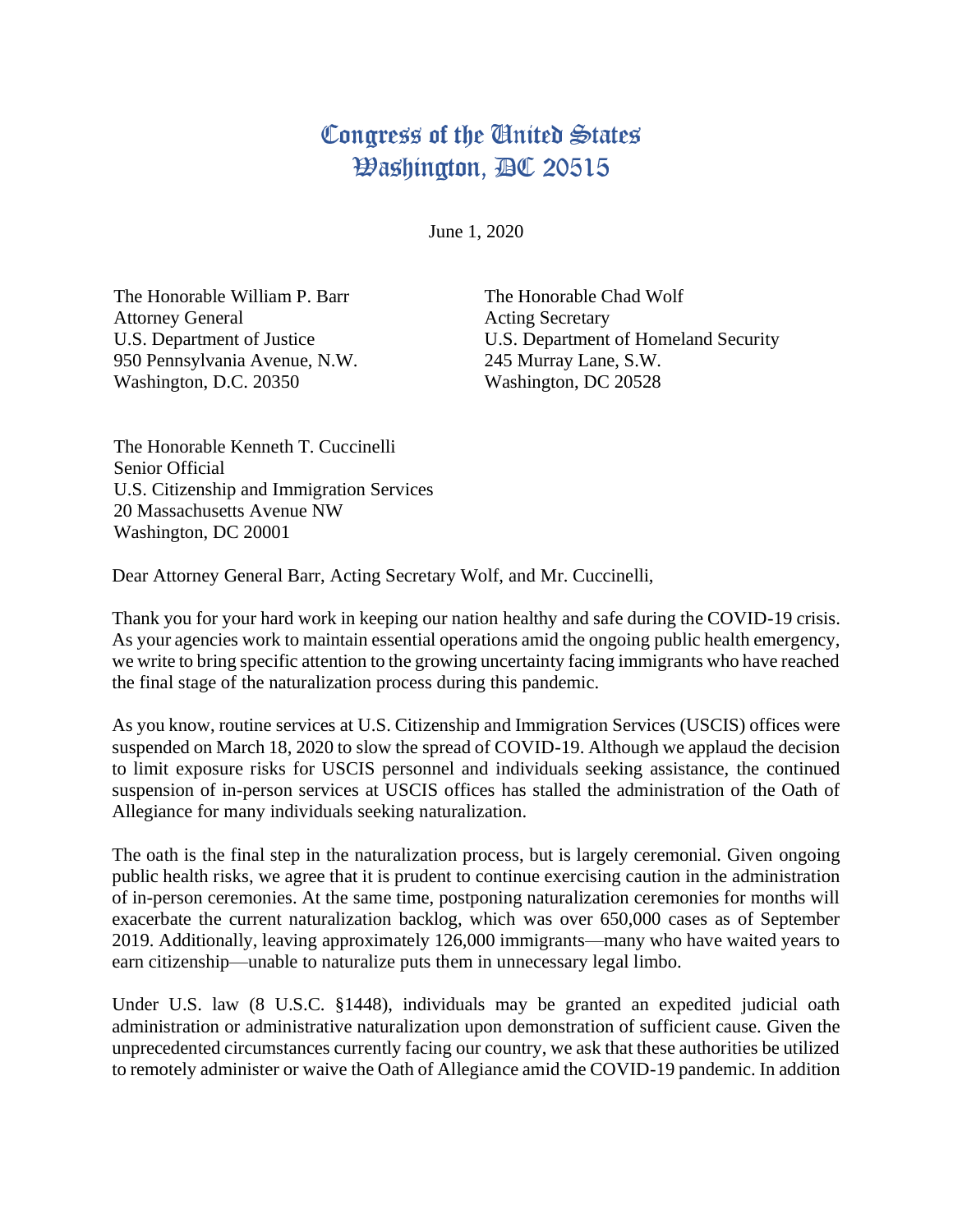# Congress of the United States
# Washington, DC 20515

June 1, 2020

The Honorable William P. Barr
Attorney General
U.S. Department of Justice
950 Pennsylvania Avenue, N.W.
Washington, D.C. 20350

The Honorable Chad Wolf
Acting Secretary
U.S. Department of Homeland Security
245 Murray Lane, S.W.
Washington, DC 20528

The Honorable Kenneth T. Cuccinelli
Senior Official
U.S. Citizenship and Immigration Services
20 Massachusetts Avenue NW
Washington, DC 20001

Dear Attorney General Barr, Acting Secretary Wolf, and Mr. Cuccinelli,

Thank you for your hard work in keeping our nation healthy and safe during the COVID-19 crisis. As your agencies work to maintain essential operations amid the ongoing public health emergency, we write to bring specific attention to the growing uncertainty facing immigrants who have reached the final stage of the naturalization process during this pandemic.

As you know, routine services at U.S. Citizenship and Immigration Services (USCIS) offices were suspended on March 18, 2020 to slow the spread of COVID-19. Although we applaud the decision to limit exposure risks for USCIS personnel and individuals seeking assistance, the continued suspension of in-person services at USCIS offices has stalled the administration of the Oath of Allegiance for many individuals seeking naturalization.

The oath is the final step in the naturalization process, but is largely ceremonial. Given ongoing public health risks, we agree that it is prudent to continue exercising caution in the administration of in-person ceremonies. At the same time, postponing naturalization ceremonies for months will exacerbate the current naturalization backlog, which was over 650,000 cases as of September 2019. Additionally, leaving approximately 126,000 immigrants—many who have waited years to earn citizenship—unable to naturalize puts them in unnecessary legal limbo.

Under U.S. law (8 U.S.C. §1448), individuals may be granted an expedited judicial oath administration or administrative naturalization upon demonstration of sufficient cause. Given the unprecedented circumstances currently facing our country, we ask that these authorities be utilized to remotely administer or waive the Oath of Allegiance amid the COVID-19 pandemic. In addition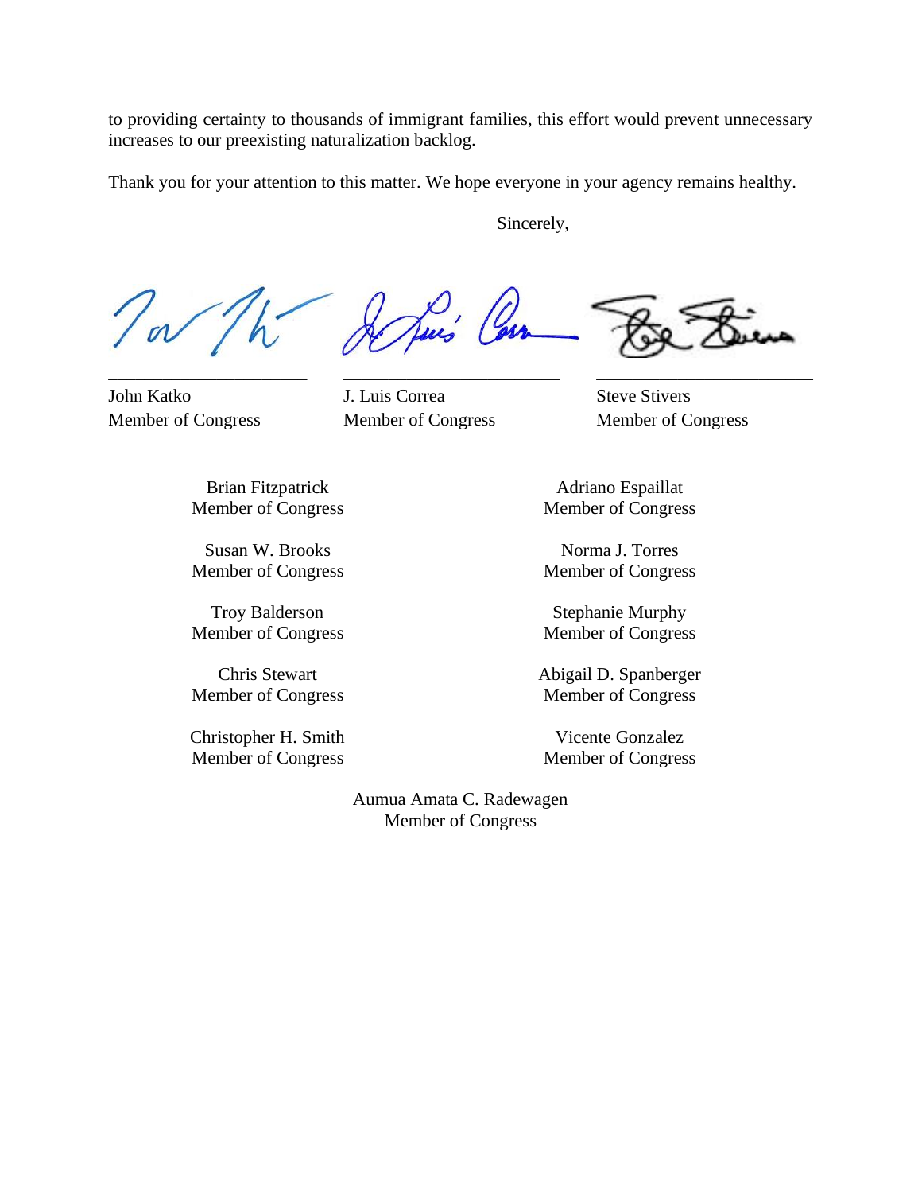to providing certainty to thousands of immigrant families, this effort would prevent unnecessary increases to our preexisting naturalization backlog.

Thank you for your attention to this matter. We hope everyone in your agency remains healthy.

Sincerely,

John Katko
Member of Congress

J. Luis Correa
Member of Congress

Steve Stivers
Member of Congress

Brian Fitzpatrick
Member of Congress

Adriano Espaillat
Member of Congress

Susan W. Brooks
Member of Congress

Norma J. Torres
Member of Congress

Troy Balderson
Member of Congress

Stephanie Murphy
Member of Congress

Chris Stewart
Member of Congress

Abigail D. Spanberger
Member of Congress

Christopher H. Smith
Member of Congress

Vicente Gonzalez
Member of Congress

Aumua Amata C. Radewagen
Member of Congress